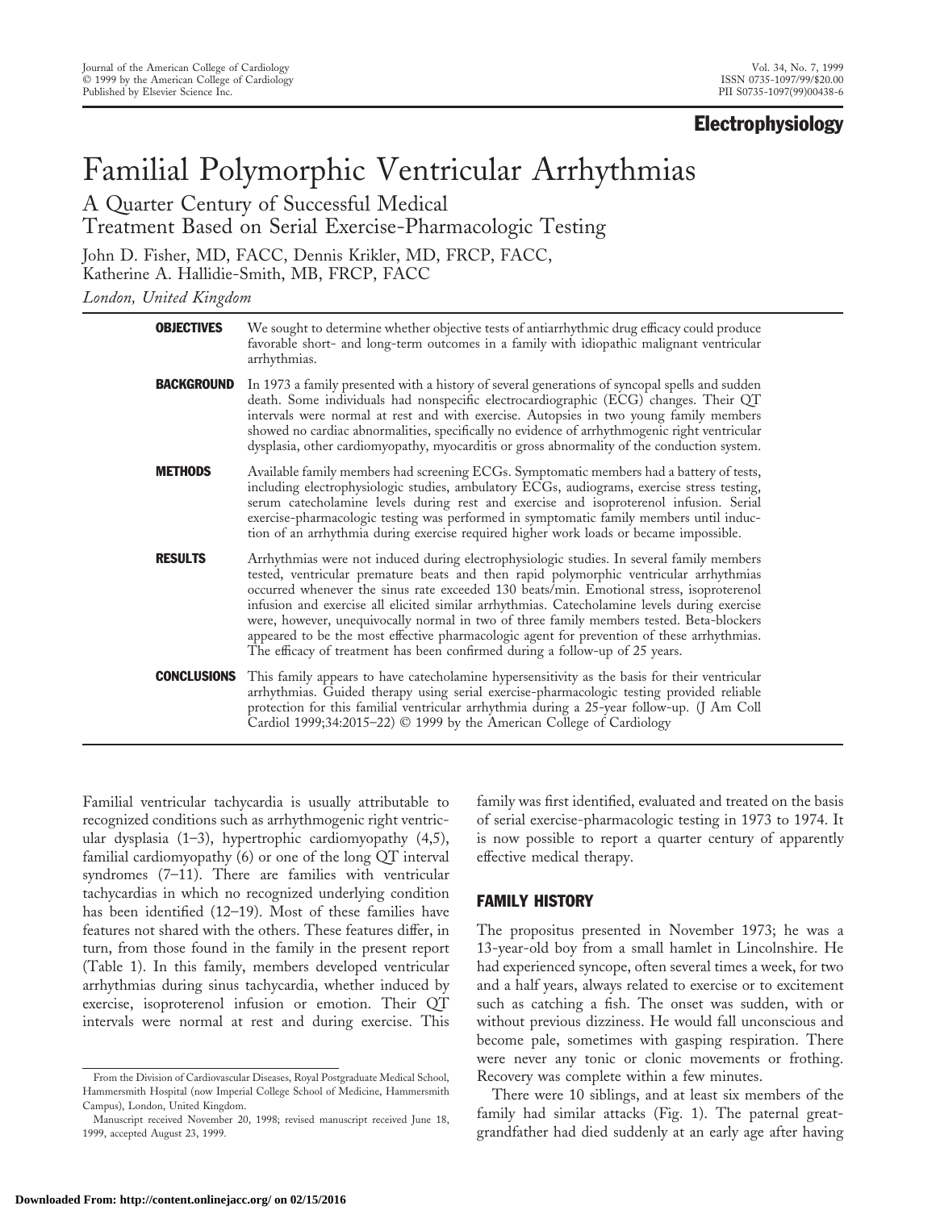## Electrophysiology

# Familial Polymorphic Ventricular Arrhythmias

## A Quarter Century of Successful Medical Treatment Based on Serial Exercise-Pharmacologic Testing

John D. Fisher, MD, FACC, Dennis Krikler, MD, FRCP, FACC, Katherine A. Hallidie-Smith, MB, FRCP, FACC

*London, United Kingdom*

**OBJECTIVES** We sought to determine whether objective tests of antiarrhythmic drug efficacy could produce favorable short- and long-term outcomes in a family with idiopathic malignant ventricular arrhythmias.

**BACKGROUND** In 1973 a family presented with a history of several generations of syncopal spells and sudden death. Some individuals had nonspecific electrocardiographic (ECG) changes. Their QT intervals were normal at rest and with exercise. Autopsies in two young family members showed no cardiac abnormalities, specifically no evidence of arrhythmogenic right ventricular dysplasia, other cardiomyopathy, myocarditis or gross abnormality of the conduction system.

**METHODS** Available family members had screening ECGs. Symptomatic members had a battery of tests, including electrophysiologic studies, ambulatory ECGs, audiograms, exercise stress testing, serum catecholamine levels during rest and exercise and isoproterenol infusion. Serial exercise-pharmacologic testing was performed in symptomatic family members until induction of an arrhythmia during exercise required higher work loads or became impossible.

**RESULTS** Arrhythmias were not induced during electrophysiologic studies. In several family members tested, ventricular premature beats and then rapid polymorphic ventricular arrhythmias occurred whenever the sinus rate exceeded 130 beats/min. Emotional stress, isoproterenol infusion and exercise all elicited similar arrhythmias. Catecholamine levels during exercise were, however, unequivocally normal in two of three family members tested. Beta-blockers appeared to be the most effective pharmacologic agent for prevention of these arrhythmias. The efficacy of treatment has been confirmed during a follow-up of 25 years.

**CONCLUSIONS** This family appears to have catecholamine hypersensitivity as the basis for their ventricular arrhythmias. Guided therapy using serial exercise-pharmacologic testing provided reliable protection for this familial ventricular arrhythmia during a 25-year follow-up. (J Am Coll Cardiol 1999;34:2015–22) © 1999 by the American College of Cardiology

Familial ventricular tachycardia is usually attributable to recognized conditions such as arrhythmogenic right ventricular dysplasia (1–3), hypertrophic cardiomyopathy (4,5), familial cardiomyopathy (6) or one of the long QT interval syndromes (7–11). There are families with ventricular tachycardias in which no recognized underlying condition has been identified (12–19). Most of these families have features not shared with the others. These features differ, in turn, from those found in the family in the present report (Table 1). In this family, members developed ventricular arrhythmias during sinus tachycardia, whether induced by exercise, isoproterenol infusion or emotion. Their QT intervals were normal at rest and during exercise. This family was first identified, evaluated and treated on the basis of serial exercise-pharmacologic testing in 1973 to 1974. It is now possible to report a quarter century of apparently effective medical therapy.

From the Division of Cardiovascular Diseases, Royal Postgraduate Medical School, Hammersmith Hospital (now Imperial College School of Medicine, Hammersmith Campus), London, United Kingdom.

Manuscript received November 20, 1998; revised manuscript received June 18, 1999, accepted August 23, 1999.

## FAMILY HISTORY

The propositus presented in November 1973; he was a 13-year-old boy from a small hamlet in Lincolnshire. He had experienced syncope, often several times a week, for two and a half years, always related to exercise or to excitement such as catching a fish. The onset was sudden, with or without previous dizziness. He would fall unconscious and become pale, sometimes with gasping respiration. There were never any tonic or clonic movements or frothing. Recovery was complete within a few minutes.

There were 10 siblings, and at least six members of the family had similar attacks (Fig. 1). The paternal great-grandfather had died suddenly at an early age after having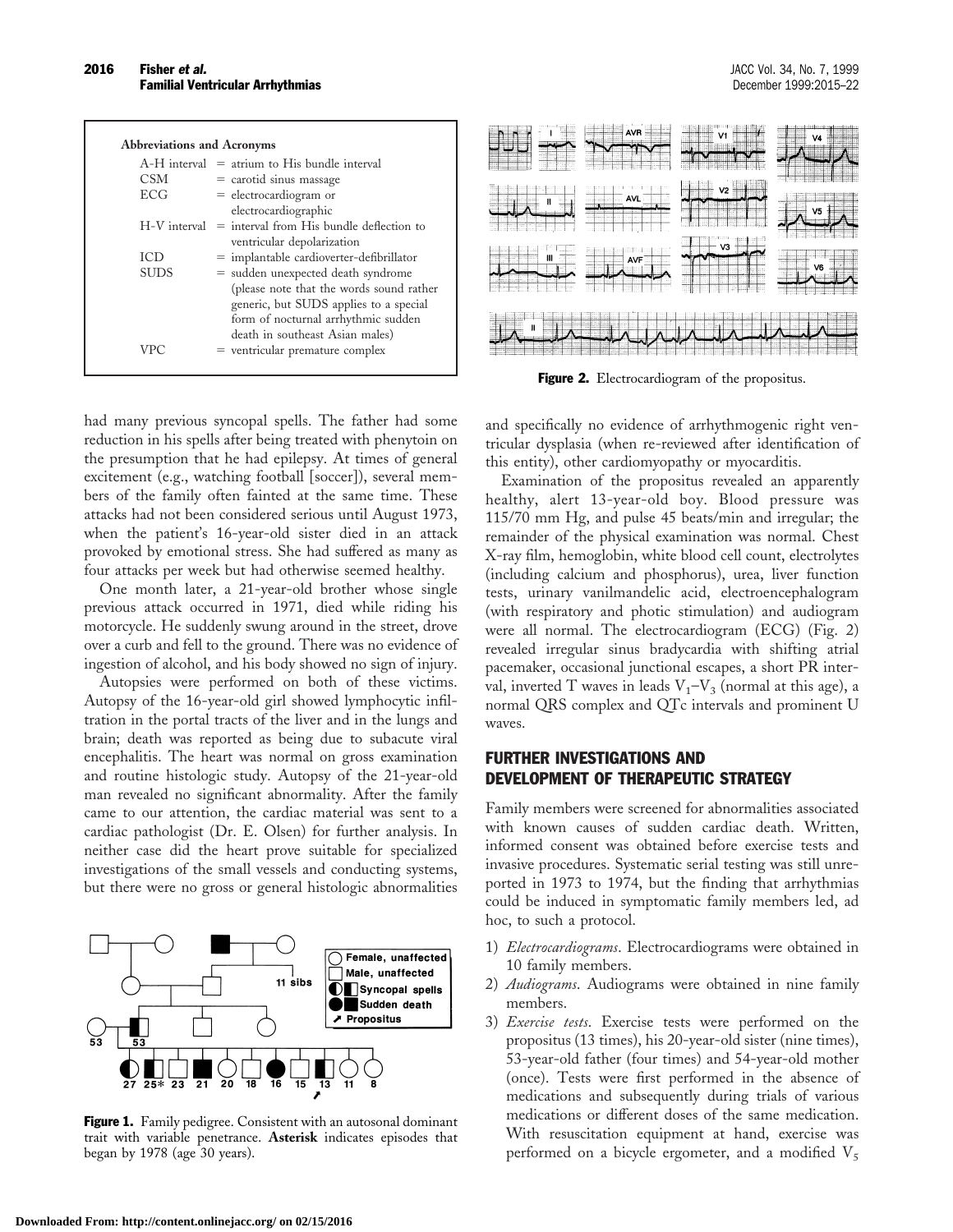**Abbreviations and Acronyms**

A-H interval = atrium to His bundle interval
CSM = carotid sinus massage
ECG = electrocardiogram or electrocardiographic
H-V interval = interval from His bundle deflection to ventricular depolarization
ICD = implantable cardioverter-defibrillator
SUDS = sudden unexpected death syndrome (please note that the words sound rather generic, but SUDS applies to a special form of nocturnal arrhythmic sudden death in southeast Asian males)
VPC = ventricular premature complex

had many previous syncopal spells. The father had some reduction in his spells after being treated with phenytoin on the presumption that he had epilepsy. At times of general excitement (e.g., watching football [soccer]), several members of the family often fainted at the same time. These attacks had not been considered serious until August 1973, when the patient's 16-year-old sister died in an attack provoked by emotional stress. She had suffered as many as four attacks per week but had otherwise seemed healthy.

One month later, a 21-year-old brother whose single previous attack occurred in 1971, died while riding his motorcycle. He suddenly swung around in the street, drove over a curb and fell to the ground. There was no evidence of ingestion of alcohol, and his body showed no sign of injury.

Autopsies were performed on both of these victims. Autopsy of the 16-year-old girl showed lymphocytic infiltration in the portal tracts of the liver and in the lungs and brain; death was reported as being due to subacute viral encephalitis. The heart was normal on gross examination and routine histologic study. Autopsy of the 21-year-old man revealed no significant abnormality. After the family came to our attention, the cardiac material was sent to a cardiac pathologist (Dr. E. Olsen) for further analysis. In neither case did the heart prove suitable for specialized investigations of the small vessels and conducting systems, but there were no gross or general histologic abnormalities and specifically no evidence of arrhythmogenic right ventricular dysplasia (when re-reviewed after identification of this entity), other cardiomyopathy or myocarditis.

**Figure 1.** Family pedigree. Consistent with an autosonal dominant trait with variable penetrance. **Asterisk** indicates episodes that began by 1978 (age 30 years).

**Figure 2.** Electrocardiogram of the propositus.

Examination of the propositus revealed an apparently healthy, alert 13-year-old boy. Blood pressure was 115/70 mm Hg, and pulse 45 beats/min and irregular; the remainder of the physical examination was normal. Chest X-ray film, hemoglobin, white blood cell count, electrolytes (including calcium and phosphorus), urea, liver function tests, urinary vanilmandelic acid, electroencephalogram (with respiratory and photic stimulation) and audiogram were all normal. The electrocardiogram (ECG) (Fig. 2) revealed irregular sinus bradycardia with shifting atrial pacemaker, occasional junctional escapes, a short PR interval, inverted T waves in leads $V_1$–$V_3$ (normal at this age), a normal QRS complex and QTc intervals and prominent U waves.

## FURTHER INVESTIGATIONS AND DEVELOPMENT OF THERAPEUTIC STRATEGY

Family members were screened for abnormalities associated with known causes of sudden cardiac death. Written, informed consent was obtained before exercise tests and invasive procedures. Systematic serial testing was still unreported in 1973 to 1974, but the finding that arrhythmias could be induced in symptomatic family members led, ad hoc, to such a protocol.

1) *Electrocardiograms*. Electrocardiograms were obtained in 10 family members.
2) *Audiograms*. Audiograms were obtained in nine family members.
3) *Exercise tests*. Exercise tests were performed on the propositus (13 times), his 20-year-old sister (nine times), 53-year-old father (four times) and 54-year-old mother (once). Tests were first performed in the absence of medications and subsequently during trials of various medications or different doses of the same medication. With resuscitation equipment at hand, exercise was performed on a bicycle ergometer, and a modified $V_5$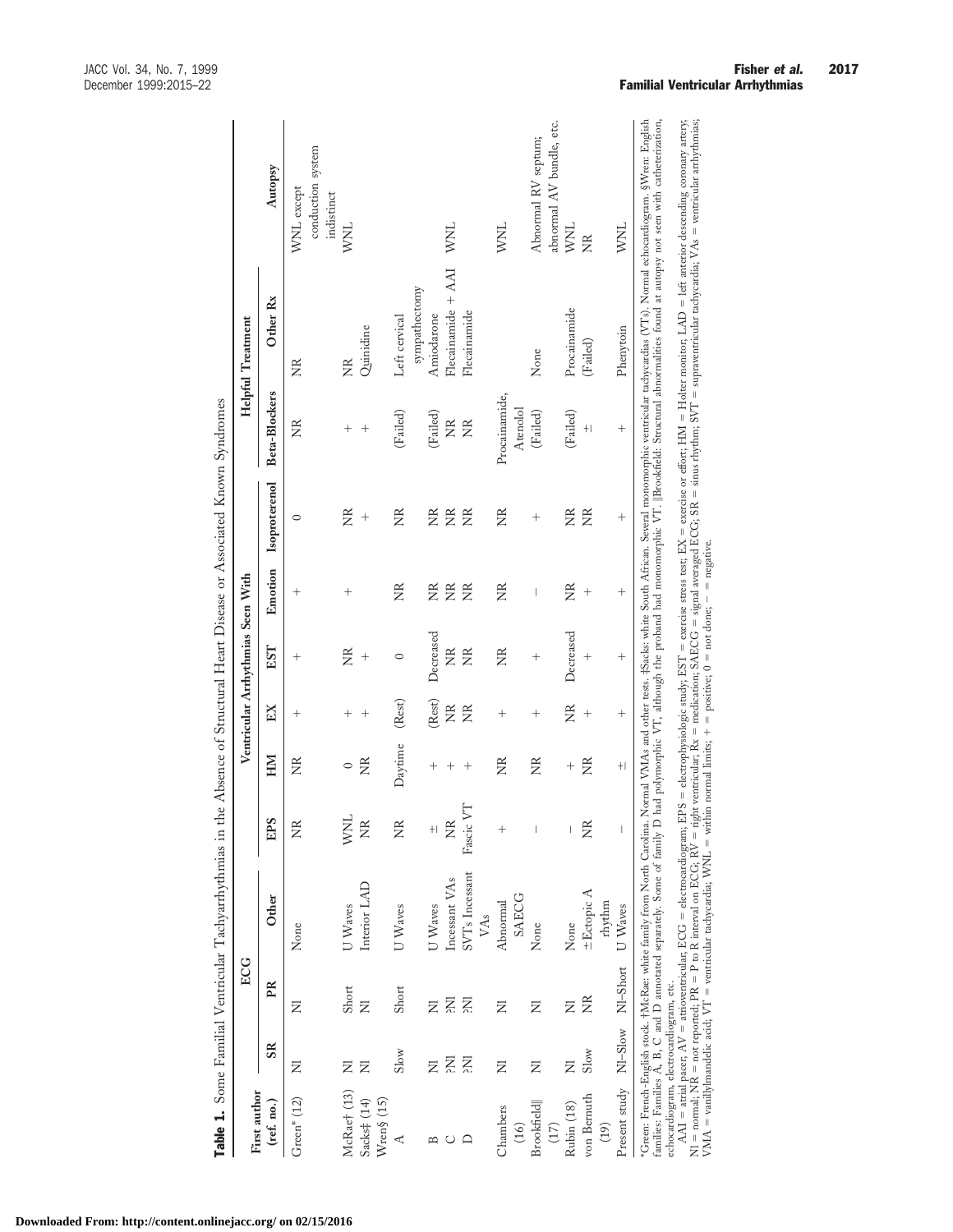**Table 1.** Some Familial Ventricular Tachyarrhythmias in the Absence of Structural Heart Disease or Associated Known Syndromes

| First author (ref. no.) | ECG | | | Ventricular Arrhythmias Seen With | | | | | | | Helpful Treatment | | Autopsy |
|---|---|---|---|---|---|---|---|---|---|---|---|---|---|
| | SR | PR | Other | EPS | HM | EX | EST | Emotion | Isoproterenol | Beta-Blockers | Other Rx | | |
| Green* (12) | Nl | Nl | None | NR | NR | + | + | + | 0 | NR | NR | | WNL except conduction system indistinct |
| McRae† (13) | Nl | Short | U Waves | WNL | 0 | + | NR | + | NR | + | NR | | WNL |
| Sacks‡ (14) | Nl | Nl | Interior LAD | NR | NR | + | + | | + | + | Quinidine | | |
| Wren§ (15) | | | | | | | | | | | | | |
| A | Slow | Short | U Waves | NR | Daytime | (Rest) | 0 | NR | NR | (Failed) | Left cervical sympathectomy | | |
| B | Nl | Nl | U Waves | ± | + | (Rest) | Decreased | NR | NR | (Failed) | Amiodarone | | |
| C | ?Nl | ?Nl | Incessant VAs | NR | + | NR | NR | NR | NR | NR | Flecainamide + AAI | | WNL |
| D | ?Nl | ?Nl | SVTs Incessant VAs | Fascic VT | + | NR | NR | NR | NR | NR | Flecainamide | | |
| Chambers (16) | Nl | Nl | Abnormal SAECG | + | NR | + | NR | NR | NR | Procainamide, Atenolol | | | WNL |
| Brookfield‖ (17) | Nl | Nl | None | – | NR | + | + | – | + | (Failed) | None | | Abnormal RV septum; abnormal AV bundle, etc. |
| Rubin (18) | Nl | Nl | None | – | + | NR | Decreased | NR | NR | (Failed) | Procainamide | | WNL |
| von Bernuth (19) | Slow | NR | ±Ectopic A rhythm | NR | NR | + | + | + | NR | ± | (Failed) | | NR |
| Present study | Nl–Slow | Nl–Short | U Waves | – | ± | + | + | + | + | + | Phenytoin | | WNL |

*Green: French-English stock. †McRae: white family from North Carolina. Normal VMAs and other tests. ‡Sacks: white South African. Several monomorphic ventricular tachycardias (VTs). Normal echocardiogram. §Wren: English families: Families A, B, C and D annotated separately. Some of family D had polymorphic VT, although the proband had monomorphic VT. ‖Brookfield: Structural abnormalities found at autopsy not seen with catheterization, echocardiogram, electrocardiogram, etc.

AAI = atrial pacer; AV = atrioventricular; ECG = electrocardiogram; EPS = electrophysiologic study; EST = exercise stress test; EX = exercise or effort; HM = Holter monitor; LAD = left anterior descending coronary artery; Nl = normal; NR = not reported; PR = P to R interval on ECG; RV = right ventricular; Rx = medication; SAECG = signal averaged ECG; SR = sinus rhythm; SVT = supraventricular tachycardia; VAs = ventricular arrhythmias; VMA = vanillylmandelic acid; VT = ventricular tachycardia; WNL = within normal limits; + = positive; 0 = not done; – = negative.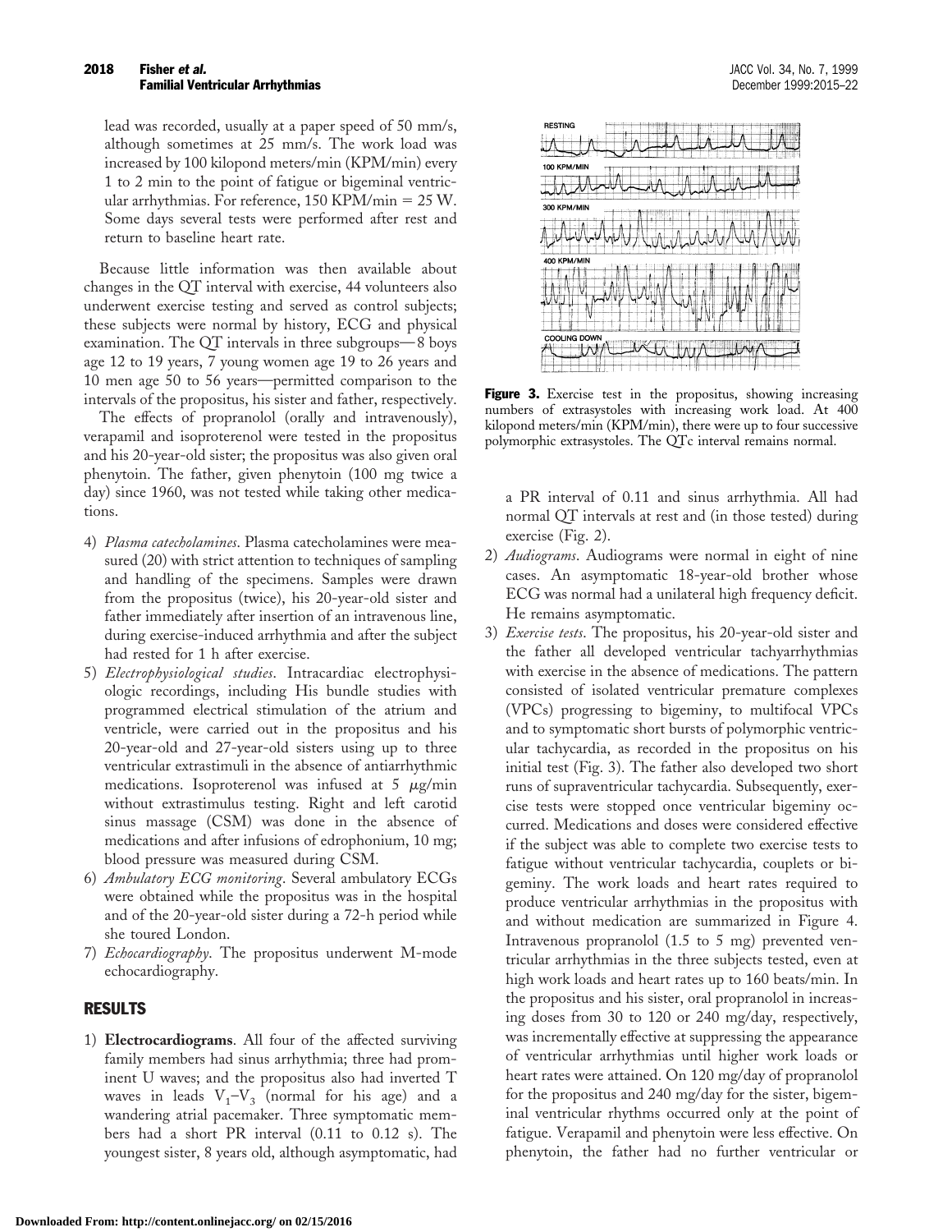lead was recorded, usually at a paper speed of 50 mm/s, although sometimes at 25 mm/s. The work load was increased by 100 kilopond meters/min (KPM/min) every 1 to 2 min to the point of fatigue or bigeminal ventricular arrhythmias. For reference, 150 KPM/min = 25 W. Some days several tests were performed after rest and return to baseline heart rate.

Because little information was then available about changes in the QT interval with exercise, 44 volunteers also underwent exercise testing and served as control subjects; these subjects were normal by history, ECG and physical examination. The QT intervals in three subgroups—8 boys age 12 to 19 years, 7 young women age 19 to 26 years and 10 men age 50 to 56 years—permitted comparison to the intervals of the propositus, his sister and father, respectively.

The effects of propranolol (orally and intravenously), verapamil and isoproterenol were tested in the propositus and his 20-year-old sister; the propositus was also given oral phenytoin. The father, given phenytoin (100 mg twice a day) since 1960, was not tested while taking other medications.

4) *Plasma catecholamines*. Plasma catecholamines were measured (20) with strict attention to techniques of sampling and handling of the specimens. Samples were drawn from the propositus (twice), his 20-year-old sister and father immediately after insertion of an intravenous line, during exercise-induced arrhythmia and after the subject had rested for 1 h after exercise.
5) *Electrophysiological studies*. Intracardiac electrophysiologic recordings, including His bundle studies with programmed electrical stimulation of the atrium and ventricle, were carried out in the propositus and his 20-year-old and 27-year-old sisters using up to three ventricular extrastimuli in the absence of antiarrhythmic medications. Isoproterenol was infused at 5 $\mu$g/min without extrastimulus testing. Right and left carotid sinus massage (CSM) was done in the absence of medications and after infusions of edrophonium, 10 mg; blood pressure was measured during CSM.
6) *Ambulatory ECG monitoring*. Several ambulatory ECGs were obtained while the propositus was in the hospital and of the 20-year-old sister during a 72-h period while she toured London.
7) *Echocardiography*. The propositus underwent M-mode echocardiography.

## RESULTS

1) **Electrocardiograms**. All four of the affected surviving family members had sinus arrhythmia; three had prominent U waves; and the propositus also had inverted T waves in leads $V_1$–$V_3$ (normal for his age) and a wandering atrial pacemaker. Three symptomatic members had a short PR interval (0.11 to 0.12 s). The youngest sister, 8 years old, although asymptomatic, had a PR interval of 0.11 and sinus arrhythmia. All had normal QT intervals at rest and (in those tested) during exercise (Fig. 2).
2) *Audiograms*. Audiograms were normal in eight of nine cases. An asymptomatic 18-year-old brother whose ECG was normal had a unilateral high frequency deficit. He remains asymptomatic.
3) *Exercise tests*. The propositus, his 20-year-old sister and the father all developed ventricular tachyarrhythmias with exercise in the absence of medications. The pattern consisted of isolated ventricular premature complexes (VPCs) progressing to bigeminy, to multifocal VPCs and to symptomatic short bursts of polymorphic ventricular tachycardia, as recorded in the propositus on his initial test (Fig. 3). The father also developed two short runs of supraventricular tachycardia. Subsequently, exercise tests were stopped once ventricular bigeminy occurred. Medications and doses were considered effective if the subject was able to complete two exercise tests to fatigue without ventricular tachycardia, couplets or bigeminy. The work loads and heart rates required to produce ventricular arrhythmias in the propositus with and without medication are summarized in Figure 4. Intravenous propranolol (1.5 to 5 mg) prevented ventricular arrhythmias in the three subjects tested, even at high work loads and heart rates up to 160 beats/min. In the propositus and his sister, oral propranolol in increasing doses from 30 to 120 or 240 mg/day, respectively, was incrementally effective at suppressing the appearance of ventricular arrhythmias until higher work loads or heart rates were attained. On 120 mg/day of propranolol for the propositus and 240 mg/day for the sister, bigeminal ventricular rhythms occurred only at the point of fatigue. Verapamil and phenytoin were less effective. On phenytoin, the father had no further ventricular or

**Figure 3.** Exercise test in the propositus, showing increasing numbers of extrasystoles with increasing work load. At 400 kilopond meters/min (KPM/min), there were up to four successive polymorphic extrasystoles. The QTc interval remains normal.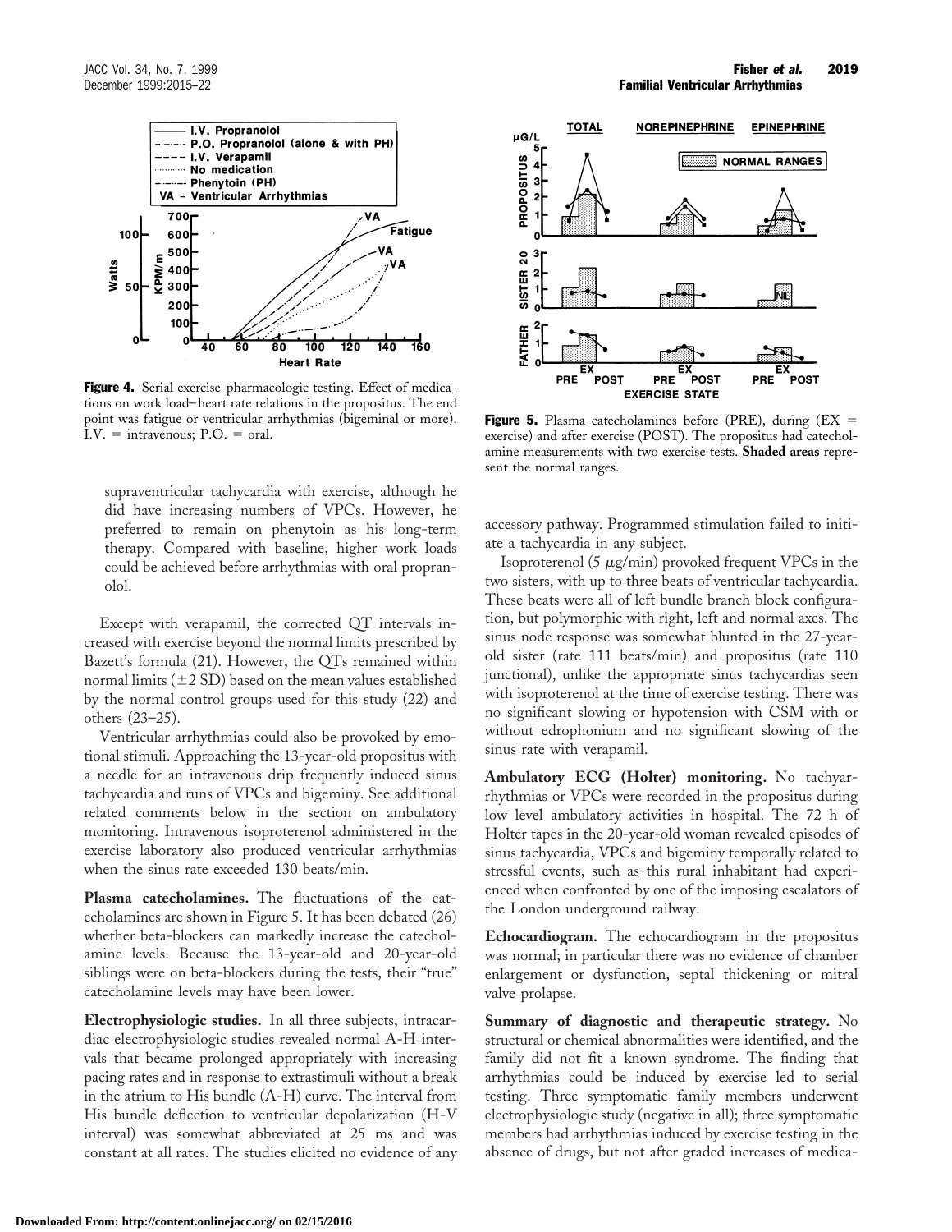**Figure 4.** Serial exercise-pharmacologic testing. Effect of medications on work load–heart rate relations in the propositus. The end point was fatigue or ventricular arrhythmias (bigeminal or more). I.V. = intravenous; P.O. = oral.

supraventricular tachycardia with exercise, although he did have increasing numbers of VPCs. However, he preferred to remain on phenytoin as his long-term therapy. Compared with baseline, higher work loads could be achieved before arrhythmias with oral propranolol.

Except with verapamil, the corrected QT intervals increased with exercise beyond the normal limits prescribed by Bazett's formula (21). However, the QTs remained within normal limits ($\pm$2 SD) based on the mean values established by the normal control groups used for this study (22) and others (23–25).

Ventricular arrhythmias could also be provoked by emotional stimuli. Approaching the 13-year-old propositus with a needle for an intravenous drip frequently induced sinus tachycardia and runs of VPCs and bigeminy. See additional related comments below in the section on ambulatory monitoring. Intravenous isoproterenol administered in the exercise laboratory also produced ventricular arrhythmias when the sinus rate exceeded 130 beats/min.

**Plasma catecholamines.** The fluctuations of the catecholamines are shown in Figure 5. It has been debated (26) whether beta-blockers can markedly increase the catecholamine levels. Because the 13-year-old and 20-year-old siblings were on beta-blockers during the tests, their "true" catecholamine levels may have been lower.

**Electrophysiologic studies.** In all three subjects, intracardiac electrophysiologic studies revealed normal A-H intervals that became prolonged appropriately with increasing pacing rates and in response to extrastimuli without a break in the atrium to His bundle (A-H) curve. The interval from His bundle deflection to ventricular depolarization (H-V interval) was somewhat abbreviated at 25 ms and was constant at all rates. The studies elicited no evidence of any

**Figure 5.** Plasma catecholamines before (PRE), during (EX = exercise) and after exercise (POST). The propositus had catecholamine measurements with two exercise tests. **Shaded areas** represent the normal ranges.

accessory pathway. Programmed stimulation failed to initiate a tachycardia in any subject.

Isoproterenol (5 $\mu$g/min) provoked frequent VPCs in the two sisters, with up to three beats of ventricular tachycardia. These beats were all of left bundle branch block configuration, but polymorphic with right, left and normal axes. The sinus node response was somewhat blunted in the 27-year-old sister (rate 111 beats/min) and propositus (rate 110 junctional), unlike the appropriate sinus tachycardias seen with isoproterenol at the time of exercise testing. There was no significant slowing or hypotension with CSM with or without edrophonium and no significant slowing of the sinus rate with verapamil.

**Ambulatory ECG (Holter) monitoring.** No tachyarrhythmias or VPCs were recorded in the propositus during low level ambulatory activities in hospital. The 72 h of Holter tapes in the 20-year-old woman revealed episodes of sinus tachycardia, VPCs and bigeminy temporally related to stressful events, such as this rural inhabitant had experienced when confronted by one of the imposing escalators of the London underground railway.

**Echocardiogram.** The echocardiogram in the propositus was normal; in particular there was no evidence of chamber enlargement or dysfunction, septal thickening or mitral valve prolapse.

**Summary of diagnostic and therapeutic strategy.** No structural or chemical abnormalities were identified, and the family did not fit a known syndrome. The finding that arrhythmias could be induced by exercise led to serial testing. Three symptomatic family members underwent electrophysiologic study (negative in all); three symptomatic members had arrhythmias induced by exercise testing in the absence of drugs, but not after graded increases of medica-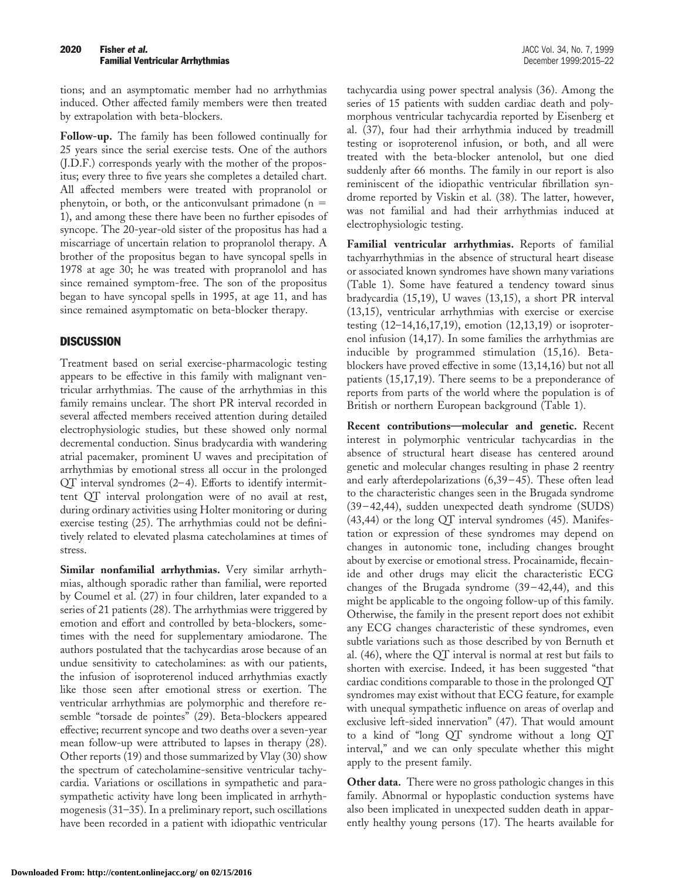tions; and an asymptomatic member had no arrhythmias induced. Other affected family members were then treated by extrapolation with beta-blockers.

**Follow-up.** The family has been followed continually for 25 years since the serial exercise tests. One of the authors (J.D.F.) corresponds yearly with the mother of the propositus; every three to five years she completes a detailed chart. All affected members were treated with propranolol or phenytoin, or both, or the anticonvulsant primadone (n = 1), and among these there have been no further episodes of syncope. The 20-year-old sister of the propositus has had a miscarriage of uncertain relation to propranolol therapy. A brother of the propositus began to have syncopal spells in 1978 at age 30; he was treated with propranolol and has since remained symptom-free. The son of the propositus began to have syncopal spells in 1995, at age 11, and has since remained asymptomatic on beta-blocker therapy.

## DISCUSSION

Treatment based on serial exercise-pharmacologic testing appears to be effective in this family with malignant ventricular arrhythmias. The cause of the arrhythmias in this family remains unclear. The short PR interval recorded in several affected members received attention during detailed electrophysiologic studies, but these showed only normal decremental conduction. Sinus bradycardia with wandering atrial pacemaker, prominent U waves and precipitation of arrhythmias by emotional stress all occur in the prolonged QT interval syndromes (2–4). Efforts to identify intermittent QT interval prolongation were of no avail at rest, during ordinary activities using Holter monitoring or during exercise testing (25). The arrhythmias could not be definitively related to elevated plasma catecholamines at times of stress.

**Similar nonfamilial arrhythmias.** Very similar arrhythmias, although sporadic rather than familial, were reported by Coumel et al. (27) in four children, later expanded to a series of 21 patients (28). The arrhythmias were triggered by emotion and effort and controlled by beta-blockers, sometimes with the need for supplementary amiodarone. The authors postulated that the tachycardias arose because of an undue sensitivity to catecholamines: as with our patients, the infusion of isoproterenol induced arrhythmias exactly like those seen after emotional stress or exertion. The ventricular arrhythmias are polymorphic and therefore resemble "torsade de pointes" (29). Beta-blockers appeared effective; recurrent syncope and two deaths over a seven-year mean follow-up were attributed to lapses in therapy (28). Other reports (19) and those summarized by Vlay (30) show the spectrum of catecholamine-sensitive ventricular tachycardia. Variations or oscillations in sympathetic and parasympathetic activity have long been implicated in arrhythmogenesis (31–35). In a preliminary report, such oscillations have been recorded in a patient with idiopathic ventricular tachycardia using power spectral analysis (36). Among the series of 15 patients with sudden cardiac death and polymorphous ventricular tachycardia reported by Eisenberg et al. (37), four had their arrhythmia induced by treadmill testing or isoproterenol infusion, or both, and all were treated with the beta-blocker antenolol, but one died suddenly after 66 months. The family in our report is also reminiscent of the idiopathic ventricular fibrillation syndrome reported by Viskin et al. (38). The latter, however, was not familial and had their arrhythmias induced at electrophysiologic testing.

**Familial ventricular arrhythmias.** Reports of familial tachyarrhythmias in the absence of structural heart disease or associated known syndromes have shown many variations (Table 1). Some have featured a tendency toward sinus bradycardia (15,19), U waves (13,15), a short PR interval (13,15), ventricular arrhythmias with exercise or exercise testing (12–14,16,17,19), emotion (12,13,19) or isoproterenol infusion (14,17). In some families the arrhythmias are inducible by programmed stimulation (15,16). Beta-blockers have proved effective in some (13,14,16) but not all patients (15,17,19). There seems to be a preponderance of reports from parts of the world where the population is of British or northern European background (Table 1).

**Recent contributions—molecular and genetic.** Recent interest in polymorphic ventricular tachycardias in the absence of structural heart disease has centered around genetic and molecular changes resulting in phase 2 reentry and early afterdepolarizations (6,39–45). These often lead to the characteristic changes seen in the Brugada syndrome (39–42,44), sudden unexpected death syndrome (SUDS) (43,44) or the long QT interval syndromes (45). Manifestation or expression of these syndromes may depend on changes in autonomic tone, including changes brought about by exercise or emotional stress. Procainamide, flecainide and other drugs may elicit the characteristic ECG changes of the Brugada syndrome (39–42,44), and this might be applicable to the ongoing follow-up of this family. Otherwise, the family in the present report does not exhibit any ECG changes characteristic of these syndromes, even subtle variations such as those described by von Bernuth et al. (46), where the QT interval is normal at rest but fails to shorten with exercise. Indeed, it has been suggested "that cardiac conditions comparable to those in the prolonged QT syndromes may exist without that ECG feature, for example with unequal sympathetic influence on areas of overlap and exclusive left-sided innervation" (47). That would amount to a kind of "long QT syndrome without a long QT interval," and we can only speculate whether this might apply to the present family.

**Other data.** There were no gross pathologic changes in this family. Abnormal or hypoplastic conduction systems have also been implicated in unexpected sudden death in apparently healthy young persons (17). The hearts available for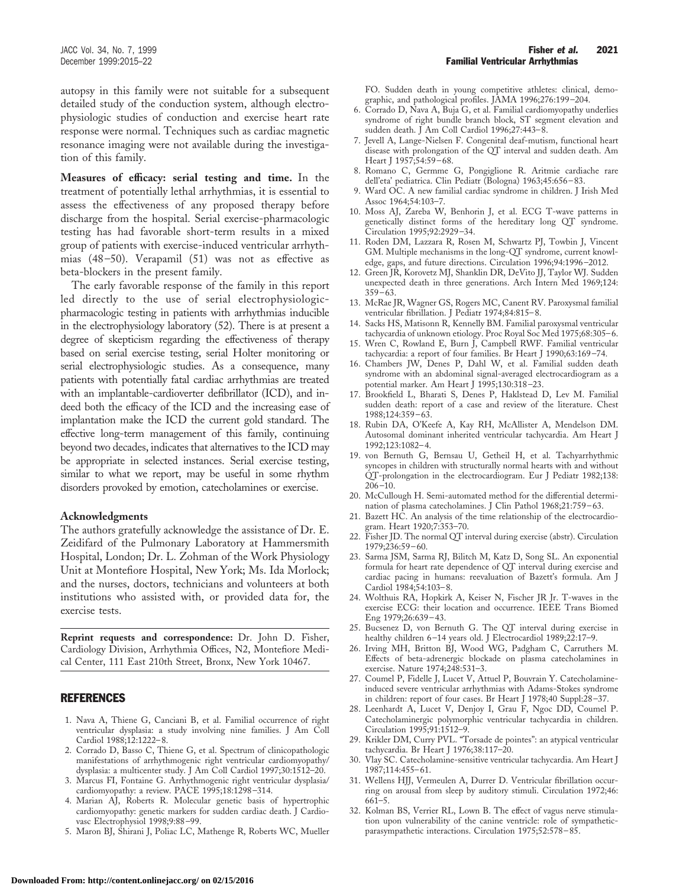autopsy in this family were not suitable for a subsequent detailed study of the conduction system, although electrophysiologic studies of conduction and exercise heart rate response were normal. Techniques such as cardiac magnetic resonance imaging were not available during the investigation of this family.

**Measures of efficacy: serial testing and time.** In the treatment of potentially lethal arrhythmias, it is essential to assess the effectiveness of any proposed therapy before discharge from the hospital. Serial exercise-pharmacologic testing has had favorable short-term results in a mixed group of patients with exercise-induced ventricular arrhythmias (48–50). Verapamil (51) was not as effective as beta-blockers in the present family.

The early favorable response of the family in this report led directly to the use of serial electrophysiologic-pharmacologic testing in patients with arrhythmias inducible in the electrophysiology laboratory (52). There is at present a degree of skepticism regarding the effectiveness of therapy based on serial exercise testing, serial Holter monitoring or serial electrophysiologic studies. As a consequence, many patients with potentially fatal cardiac arrhythmias are treated with an implantable-cardioverter defibrillator (ICD), and indeed both the efficacy of the ICD and the increasing ease of implantation make the ICD the current gold standard. The effective long-term management of this family, continuing beyond two decades, indicates that alternatives to the ICD may be appropriate in selected instances. Serial exercise testing, similar to what we report, may be useful in some rhythm disorders provoked by emotion, catecholamines or exercise.

### Acknowledgments

The authors gratefully acknowledge the assistance of Dr. E. Zeidifard of the Pulmonary Laboratory at Hammersmith Hospital, London; Dr. L. Zohman of the Work Physiology Unit at Montefiore Hospital, New York; Ms. Ida Morlock; and the nurses, doctors, technicians and volunteers at both institutions who assisted with, or provided data for, the exercise tests.

**Reprint requests and correspondence:** Dr. John D. Fisher, Cardiology Division, Arrhythmia Offices, N2, Montefiore Medical Center, 111 East 210th Street, Bronx, New York 10467.

## REFERENCES

1. Nava A, Thiene G, Canciani B, et al. Familial occurrence of right ventricular dysplasia: a study involving nine families. J Am Coll Cardiol 1988;12:1222–8.
2. Corrado D, Basso C, Thiene G, et al. Spectrum of clinicopathologic manifestations of arrhythmogenic right ventricular cardiomyopathy/dysplasia: a multicenter study. J Am Coll Cardiol 1997;30:1512–20.
3. Marcus FI, Fontaine G. Arrhythmogenic right ventricular dysplasia/cardiomyopathy: a review. PACE 1995;18:1298–314.
4. Marian AJ, Roberts R. Molecular genetic basis of hypertrophic cardiomyopathy: genetic markers for sudden cardiac death. J Cardiovasc Electrophysiol 1998;9:88–99.
5. Maron BJ, Shirani J, Poliac LC, Mathenge R, Roberts WC, Mueller FO. Sudden death in young competitive athletes: clinical, demographic, and pathological profiles. JAMA 1996;276:199–204.
6. Corrado D, Nava A, Buja G, et al. Familial cardiomyopathy underlies syndrome of right bundle branch block, ST segment elevation and sudden death. J Am Coll Cardiol 1996;27:443–8.
7. Jevell A, Lange-Nielsen F. Congenital deaf-mutism, functional heart disease with prolongation of the QT interval and sudden death. Am Heart J 1957;54:59–68.
8. Romano C, Germme G, Pongiglione R. Aritmie cardiache rare dell'eta' pediatrica. Clin Pediatr (Bologna) 1963;45:656–83.
9. Ward OC. A new familial cardiac syndrome in children. J Irish Med Assoc 1964;54:103–7.
10. Moss AJ, Zareba W, Benhorin J, et al. ECG T-wave patterns in genetically distinct forms of the hereditary long QT syndrome. Circulation 1995;92:2929–34.
11. Roden DM, Lazzara R, Rosen M, Schwartz PJ, Towbin J, Vincent GM. Multiple mechanisms in the long-QT syndrome, current knowledge, gaps, and future directions. Circulation 1996;94:1996–2012.
12. Green JR, Korovetz MJ, Shanklin DR, DeVito JJ, Taylor WJ. Sudden unexpected death in three generations. Arch Intern Med 1969;124: 359–63.
13. McRae JR, Wagner GS, Rogers MC, Canent RV. Paroxysmal familial ventricular fibrillation. J Pediatr 1974;84:815–8.
14. Sacks HS, Matisonn R, Kennelly BM. Familial paroxysmal ventricular tachycardia of unknown etiology. Proc Royal Soc Med 1975;68:305–6.
15. Wren C, Rowland E, Burn J, Campbell RWF. Familial ventricular tachycardia: a report of four families. Br Heart J 1990;63:169–74.
16. Chambers JW, Denes P, Dahl W, et al. Familial sudden death syndrome with an abdominal signal-averaged electrocardiogram as a potential marker. Am Heart J 1995;130:318–23.
17. Brookfield L, Bharati S, Denes P, Halkstead D, Lev M. Familial sudden death: report of a case and review of the literature. Chest 1988;124:359–63.
18. Rubin DA, O'Keefe A, Kay RH, McAllister A, Mendelson DM. Autosomal dominant inherited ventricular tachycardia. Am Heart J 1992;123:1082–4.
19. von Bernuth G, Bernsau U, Getheil H, et al. Tachyarrhythmic syncopes in children with structurally normal hearts with and without QT-prolongation in the electrocardiogram. Eur J Pediatr 1982;138: 206–10.
20. McCullough H. Semi-automated method for the differential determination of plasma catecholamines. J Clin Pathol 1968;21:759–63.
21. Bazett HC. An analysis of the time relationship of the electrocardiogram. Heart 1920;7:353–70.
22. Fisher JD. The normal QT interval during exercise (abstr). Circulation 1979;236:59–60.
23. Sarma JSM, Sarma RJ, Bilitch M, Katz D, Song SL. An exponential formula for heart rate dependence of QT interval during exercise and cardiac pacing in humans: reevaluation of Bazett's formula. Am J Cardiol 1984;54:103–8.
24. Wolthuis RA, Hopkirk A, Keiser N, Fischer JR Jr. T-waves in the exercise ECG: their location and occurrence. IEEE Trans Biomed Eng 1979;26:639–43.
25. Bucsenez D, von Bernuth G. The QT interval during exercise in healthy children 6–14 years old. J Electrocardiol 1989;22:17–9.
26. Irving MH, Britton BJ, Wood WG, Padgham C, Carruthers M. Effects of beta-adrenergic blockade on plasma catecholamines in exercise. Nature 1974;248:531–3.
27. Coumel P, Fidelle J, Lucet V, Attuel P, Bouvrain Y. Catecholamine-induced severe ventricular arrhythmias with Adams-Stokes syndrome in children: report of four cases. Br Heart J 1978;40 Suppl:28–37.
28. Leenhardt A, Lucet V, Denjoy I, Grau F, Ngoc DD, Coumel P. Catecholaminergic polymorphic ventricular tachycardia in children. Circulation 1995;91:1512–9.
29. Krikler DM, Curry PVL. "Torsade de pointes": an atypical ventricular tachycardia. Br Heart J 1976;38:117–20.
30. Vlay SC. Catecholamine-sensitive ventricular tachycardia. Am Heart J 1987;114:455–61.
31. Wellens HJJ, Vermeulen A, Durrer D. Ventricular fibrillation occurring on arousal from sleep by auditory stimuli. Circulation 1972;46: 661–5.
32. Kolman BS, Verrier RL, Lown B. The effect of vagus nerve stimulation upon vulnerability of the canine ventricle: role of sympathetic-parasympathetic interactions. Circulation 1975;52:578–85.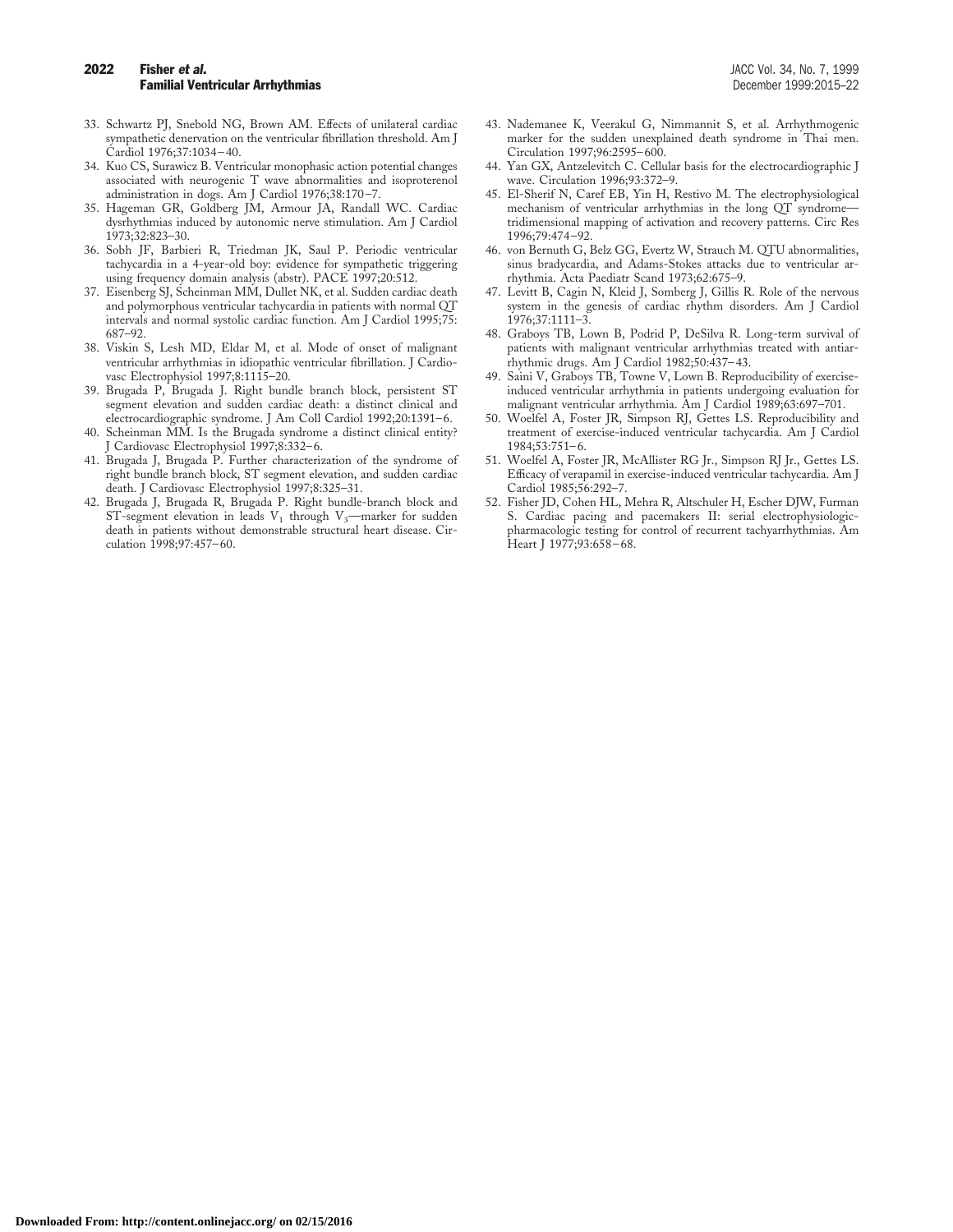33. Schwartz PJ, Snebold NG, Brown AM. Effects of unilateral cardiac sympathetic denervation on the ventricular fibrillation threshold. Am J Cardiol 1976;37:1034–40.
34. Kuo CS, Surawicz B. Ventricular monophasic action potential changes associated with neurogenic T wave abnormalities and isoproterenol administration in dogs. Am J Cardiol 1976;38:170–7.
35. Hageman GR, Goldberg JM, Armour JA, Randall WC. Cardiac dysrhythmias induced by autonomic nerve stimulation. Am J Cardiol 1973;32:823–30.
36. Sobh JF, Barbieri R, Triedman JK, Saul P. Periodic ventricular tachycardia in a 4-year-old boy: evidence for sympathetic triggering using frequency domain analysis (abstr). PACE 1997;20:512.
37. Eisenberg SJ, Scheinman MM, Dullet NK, et al. Sudden cardiac death and polymorphous ventricular tachycardia in patients with normal QT intervals and normal systolic cardiac function. Am J Cardiol 1995;75: 687–92.
38. Viskin S, Lesh MD, Eldar M, et al. Mode of onset of malignant ventricular arrhythmias in idiopathic ventricular fibrillation. J Cardiovasc Electrophysiol 1997;8:1115–20.
39. Brugada P, Brugada J. Right bundle branch block, persistent ST segment elevation and sudden cardiac death: a distinct clinical and electrocardiographic syndrome. J Am Coll Cardiol 1992;20:1391–6.
40. Scheinman MM. Is the Brugada syndrome a distinct clinical entity? J Cardiovasc Electrophysiol 1997;8:332–6.
41. Brugada J, Brugada P. Further characterization of the syndrome of right bundle branch block, ST segment elevation, and sudden cardiac death. J Cardiovasc Electrophysiol 1997;8:325–31.
42. Brugada J, Brugada R, Brugada P. Right bundle-branch block and ST-segment elevation in leads $V_1$ through $V_3$—marker for sudden death in patients without demonstrable structural heart disease. Circulation 1998;97:457–60.
43. Nademanee K, Veerakul G, Nimmannit S, et al. Arrhythmogenic marker for the sudden unexplained death syndrome in Thai men. Circulation 1997;96:2595–600.
44. Yan GX, Antzelevitch C. Cellular basis for the electrocardiographic J wave. Circulation 1996;93:372–9.
45. El-Sherif N, Caref EB, Yin H, Restivo M. The electrophysiological mechanism of ventricular arrhythmias in the long QT syndrome—tridimensional mapping of activation and recovery patterns. Circ Res 1996;79:474–92.
46. von Bernuth G, Belz GG, Evertz W, Strauch M. QTU abnormalities, sinus bradycardia, and Adams-Stokes attacks due to ventricular arrhythmia. Acta Paediatr Scand 1973;62:675–9.
47. Levitt B, Cagin N, Kleid J, Somberg J, Gillis R. Role of the nervous system in the genesis of cardiac rhythm disorders. Am J Cardiol 1976;37:1111–3.
48. Graboys TB, Lown B, Podrid P, DeSilva R. Long-term survival of patients with malignant ventricular arrhythmias treated with antiarrhythmic drugs. Am J Cardiol 1982;50:437–43.
49. Saini V, Graboys TB, Towne V, Lown B. Reproducibility of exercise-induced ventricular arrhythmia in patients undergoing evaluation for malignant ventricular arrhythmia. Am J Cardiol 1989;63:697–701.
50. Woelfel A, Foster JR, Simpson RJ, Gettes LS. Reproducibility and treatment of exercise-induced ventricular tachycardia. Am J Cardiol 1984;53:751–6.
51. Woelfel A, Foster JR, McAllister RG Jr., Simpson RJ Jr., Gettes LS. Efficacy of verapamil in exercise-induced ventricular tachycardia. Am J Cardiol 1985;56:292–7.
52. Fisher JD, Cohen HL, Mehra R, Altschuler H, Escher DJW, Furman S. Cardiac pacing and pacemakers II: serial electrophysiologic-pharmacologic testing for control of recurrent tachyarrhythmias. Am Heart J 1977;93:658–68.

**Downloaded From: http://content.onlinejacc.org/ on 02/15/2016**